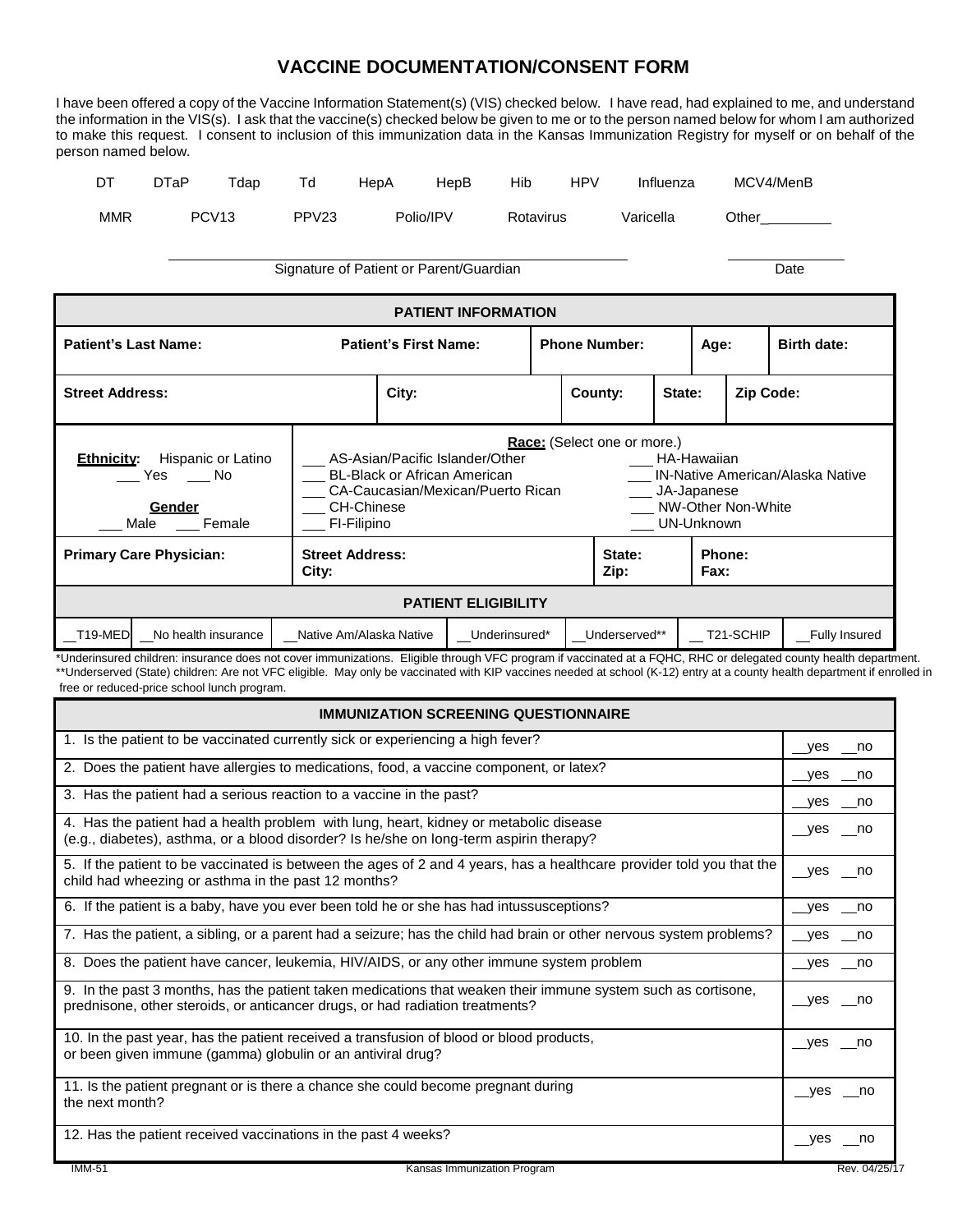# VACCINE DOCUMENTATION/CONSENT FORM

I have been offered a copy of the Vaccine Information Statement(s) (VIS) checked below. I have read, had explained to me, and understand the information in the VIS(s). I ask that the vaccine(s) checked below be given to me or to the person named below for whom I am authorized to make this request. I consent to inclusion of this immunization data in the Kansas Immunization Registry for myself or on behalf of the person named below.

DT    DTaP    Tdap    Td    HepA    HepB    Hib    HPV    Influenza    MCV4/MenB

MMR    PCV13    PPV23    Polio/IPV    Rotavirus    Varicella    Other_________

_______________________________________________    _______________
Signature of Patient or Parent/Guardian    Date

| PATIENT INFORMATION | | | | |
|---|---|---|---|---|
| **Patient's Last Name:** | **Patient's First Name:** | **Phone Number:** | **Age:** | **Birth date:** |
| **Street Address:** | **City:** | **County:** | **State:** | **Zip Code:** |

**Ethnicity:** Hispanic or Latino ___ Yes ___ No

**Gender** ___ Male ___ Female

**Race:** (Select one or more.)

- ___ AS-Asian/Pacific Islander/Other
- ___ BL-Black or African American
- ___ CA-Caucasian/Mexican/Puerto Rican
- ___ CH-Chinese
- ___ FI-Filipino
- ___ HA-Hawaiian
- ___ IN-Native American/Alaska Native
- ___ JA-Japanese
- ___ NW-Other Non-White
- ___ UN-Unknown

| **Primary Care Physician:** | **Street Address:** **City:** | **State:** **Zip:** | **Phone:** **Fax:** |
|---|---|---|---|

| PATIENT ELIGIBILITY | | | | | | | |
|---|---|---|---|---|---|---|---|
| __T19-MED | __No health insurance | __Native Am/Alaska Native | __Underinsured* | __Underserved** | __T21-SCHIP | __Fully Insured | |

*Underinsured children: insurance does not cover immunizations. Eligible through VFC program if vaccinated at a FQHC, RHC or delegated county health department.
**Underserved (State) children: Are not VFC eligible. May only be vaccinated with KIP vaccines needed at school (K-12) entry at a county health department if enrolled in free or reduced-price school lunch program.

| IMMUNIZATION SCREENING QUESTIONNAIRE | |
|---|---|
| 1. Is the patient to be vaccinated currently sick or experiencing a high fever? | __yes __no |
| 2. Does the patient have allergies to medications, food, a vaccine component, or latex? | __yes __no |
| 3. Has the patient had a serious reaction to a vaccine in the past? | __yes __no |
| 4. Has the patient had a health problem with lung, heart, kidney or metabolic disease (e.g., diabetes), asthma, or a blood disorder? Is he/she on long-term aspirin therapy? | __yes __no |
| 5. If the patient to be vaccinated is between the ages of 2 and 4 years, has a healthcare provider told you that the child had wheezing or asthma in the past 12 months? | __yes __no |
| 6. If the patient is a baby, have you ever been told he or she has had intussusceptions? | __yes __no |
| 7. Has the patient, a sibling, or a parent had a seizure; has the child had brain or other nervous system problems? | __yes __no |
| 8. Does the patient have cancer, leukemia, HIV/AIDS, or any other immune system problem | __yes __no |
| 9. In the past 3 months, has the patient taken medications that weaken their immune system such as cortisone, prednisone, other steroids, or anticancer drugs, or had radiation treatments? | __yes __no |
| 10. In the past year, has the patient received a transfusion of blood or blood products, or been given immune (gamma) globulin or an antiviral drug? | __yes __no |
| 11. Is the patient pregnant or is there a chance she could become pregnant during the next month? | __yes __no |
| 12. Has the patient received vaccinations in the past 4 weeks? | __yes __no |

IMM-51    Kansas Immunization Program    Rev. 04/25/17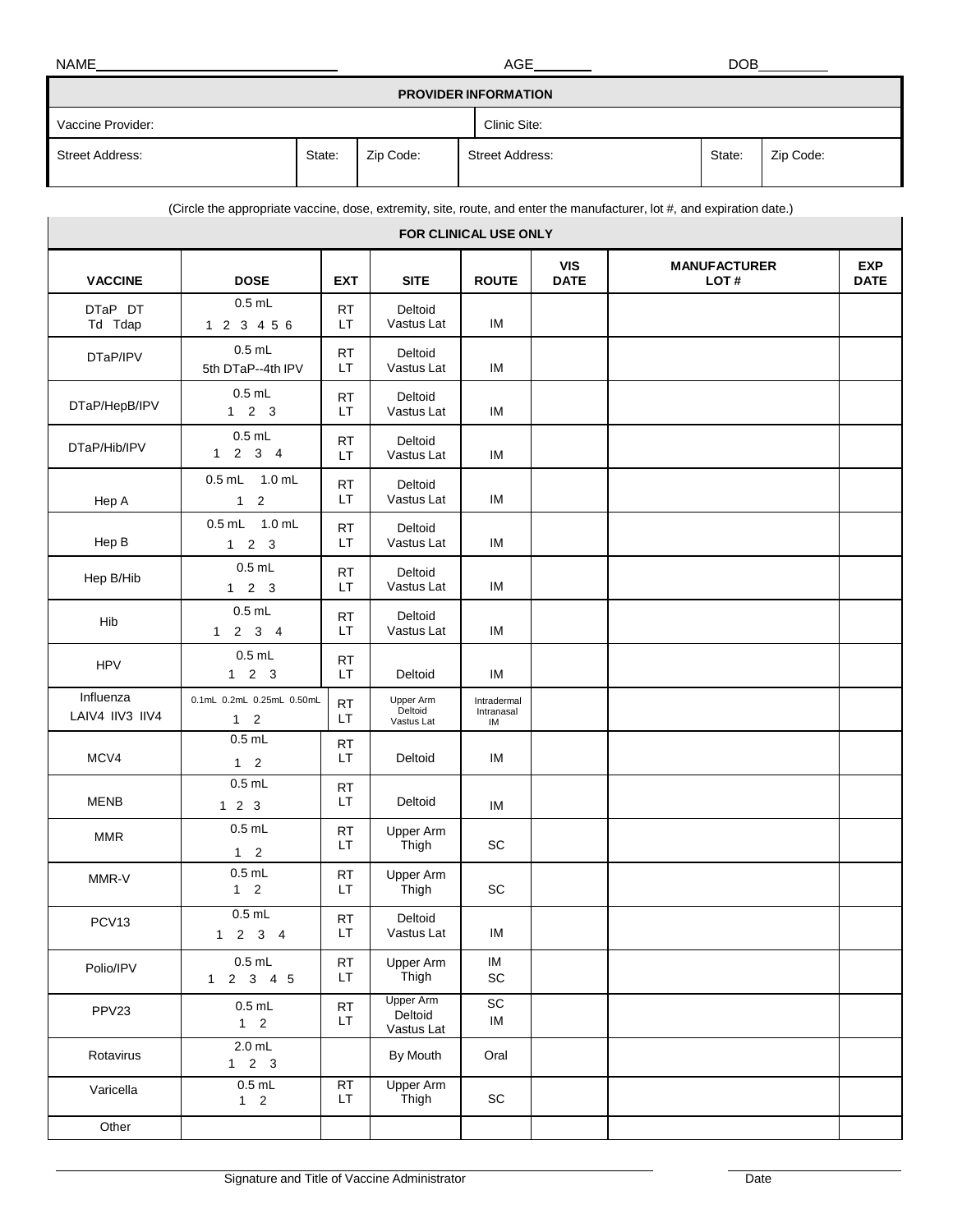NAME______________________________ AGE_______ DOB_________

| PROVIDER INFORMATION | | | | | |
|---|---|---|---|---|---|
| Vaccine Provider: | | | Clinic Site: | | |
| Street Address: | State: | Zip Code: | Street Address: | State: | Zip Code: |

(Circle the appropriate vaccine, dose, extremity, site, route, and enter the manufacturer, lot #, and expiration date.)

**FOR CLINICAL USE ONLY**

| VACCINE | DOSE | EXT | SITE | ROUTE | VIS DATE | MANUFACTURER LOT # | EXP DATE |
|---|---|---|---|---|---|---|---|
| DTaP DT Td Tdap | 0.5 mL 1 2 3 4 5 6 | RT LT | Deltoid Vastus Lat | IM | | | |
| DTaP/IPV | 0.5 mL 5th DTaP--4th IPV | RT LT | Deltoid Vastus Lat | IM | | | |
| DTaP/HepB/IPV | 0.5 mL 1 2 3 | RT LT | Deltoid Vastus Lat | IM | | | |
| DTaP/Hib/IPV | 0.5 mL 1 2 3 4 | RT LT | Deltoid Vastus Lat | IM | | | |
| Hep A | 0.5 mL 1.0 mL 1 2 | RT LT | Deltoid Vastus Lat | IM | | | |
| Hep B | 0.5 mL 1.0 mL 1 2 3 | RT LT | Deltoid Vastus Lat | IM | | | |
| Hep B/Hib | 0.5 mL 1 2 3 | RT LT | Deltoid Vastus Lat | IM | | | |
| Hib | 0.5 mL 1 2 3 4 | RT LT | Deltoid Vastus Lat | IM | | | |
| HPV | 0.5 mL 1 2 3 | RT LT | Deltoid | IM | | | |
| Influenza LAIV4 IIV3 IIV4 | 0.1mL 0.2mL 0.25mL 0.50mL 1 2 | RT LT | Upper Arm Deltoid Vastus Lat | Intradermal Intranasal IM | | | |
| MCV4 | 0.5 mL 1 2 | RT LT | Deltoid | IM | | | |
| MENB | 0.5 mL 1 2 3 | RT LT | Deltoid | IM | | | |
| MMR | 0.5 mL 1 2 | RT LT | Upper Arm Thigh | SC | | | |
| MMR-V | 0.5 mL 1 2 | RT LT | Upper Arm Thigh | SC | | | |
| PCV13 | 0.5 mL 1 2 3 4 | RT LT | Deltoid Vastus Lat | IM | | | |
| Polio/IPV | 0.5 mL 1 2 3 4 5 | RT LT | Upper Arm Thigh | IM SC | | | |
| PPV23 | 0.5 mL 1 2 | RT LT | Upper Arm Deltoid Vastus Lat | SC IM | | | |
| Rotavirus | 2.0 mL 1 2 3 | | By Mouth | Oral | | | |
| Varicella | 0.5 mL 1 2 | RT LT | Upper Arm Thigh | SC | | | |
| Other | | | | | | | |

______________________________________ Signature and Title of Vaccine Administrator

____________ Date